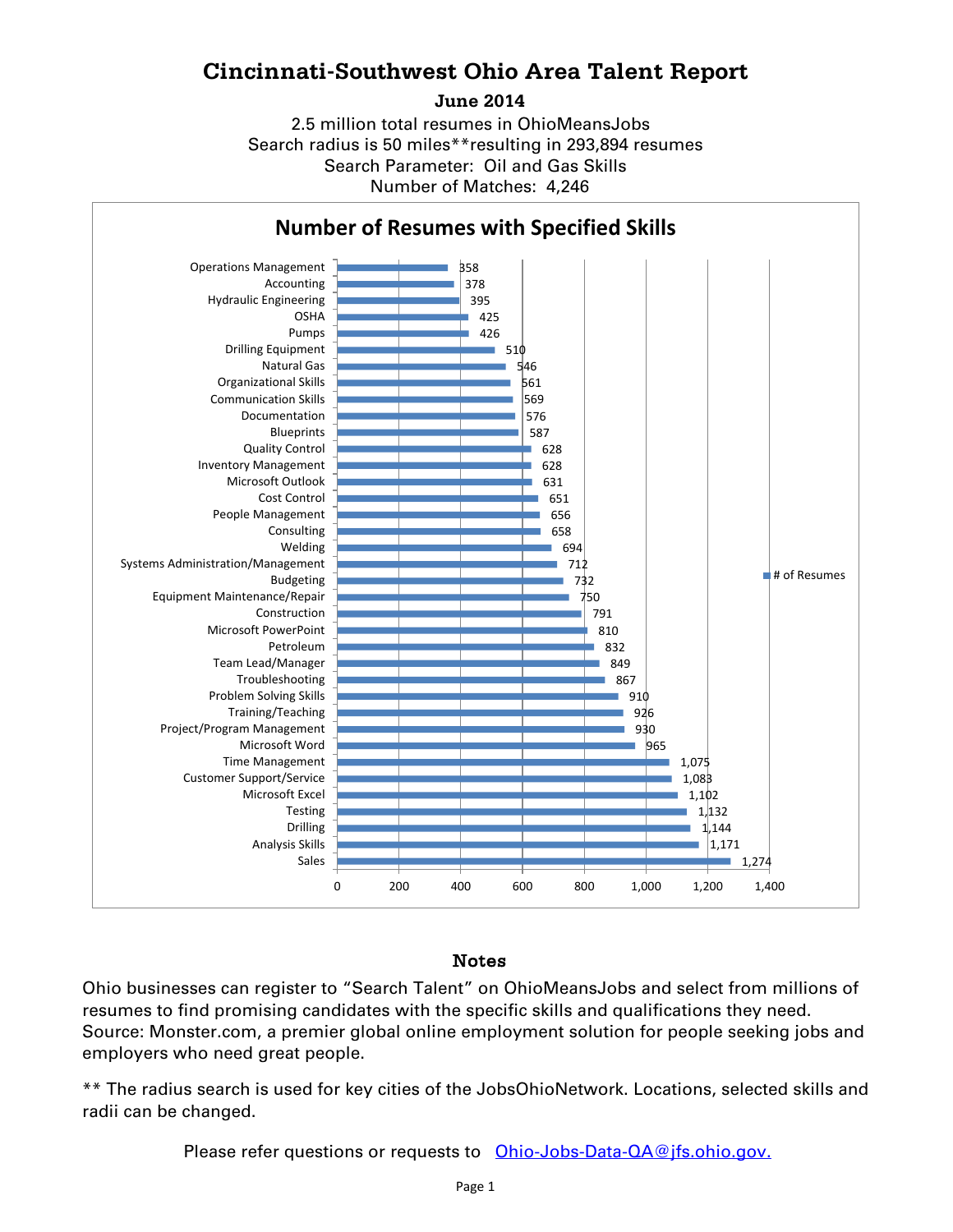# Cincinnati-Southwest Ohio Area Talent Report

**June 2014**

2.5 million total resumes in OhioMeansJobs
Search radius is 50 miles**resulting in 293,894 resumes
Search Parameter: Oil and Gas Skills
Number of Matches: 4,246

## Number of Resumes with Specified Skills

| Skill | # of Resumes |
|---|---|
| Operations Management | 358 |
| Accounting | 378 |
| Hydraulic Engineering | 395 |
| OSHA | 425 |
| Pumps | 426 |
| Drilling Equipment | 510 |
| Natural Gas | 546 |
| Organizational Skills | 561 |
| Communication Skills | 569 |
| Documentation | 576 |
| Blueprints | 587 |
| Quality Control | 628 |
| Inventory Management | 628 |
| Microsoft Outlook | 631 |
| Cost Control | 651 |
| People Management | 656 |
| Consulting | 658 |
| Welding | 694 |
| Systems Administration/Management | 712 |
| Budgeting | 732 |
| Equipment Maintenance/Repair | 750 |
| Construction | 791 |
| Microsoft PowerPoint | 810 |
| Petroleum | 832 |
| Team Lead/Manager | 849 |
| Troubleshooting | 867 |
| Problem Solving Skills | 910 |
| Training/Teaching | 926 |
| Project/Program Management | 930 |
| Microsoft Word | 965 |
| Time Management | 1,075 |
| Customer Support/Service | 1,083 |
| Microsoft Excel | 1,102 |
| Testing | 1,132 |
| Drilling | 1,144 |
| Analysis Skills | 1,171 |
| Sales | 1,274 |

### Notes

Ohio businesses can register to "Search Talent" on OhioMeansJobs and select from millions of resumes to find promising candidates with the specific skills and qualifications they need. Source: Monster.com, a premier global online employment solution for people seeking jobs and employers who need great people.

** The radius search is used for key cities of the JobsOhioNetwork. Locations, selected skills and radii can be changed.

Please refer questions or requests to [Ohio-Jobs-Data-QA@jfs.ohio.gov.](mailto:Ohio-Jobs-Data-QA@jfs.ohio.gov)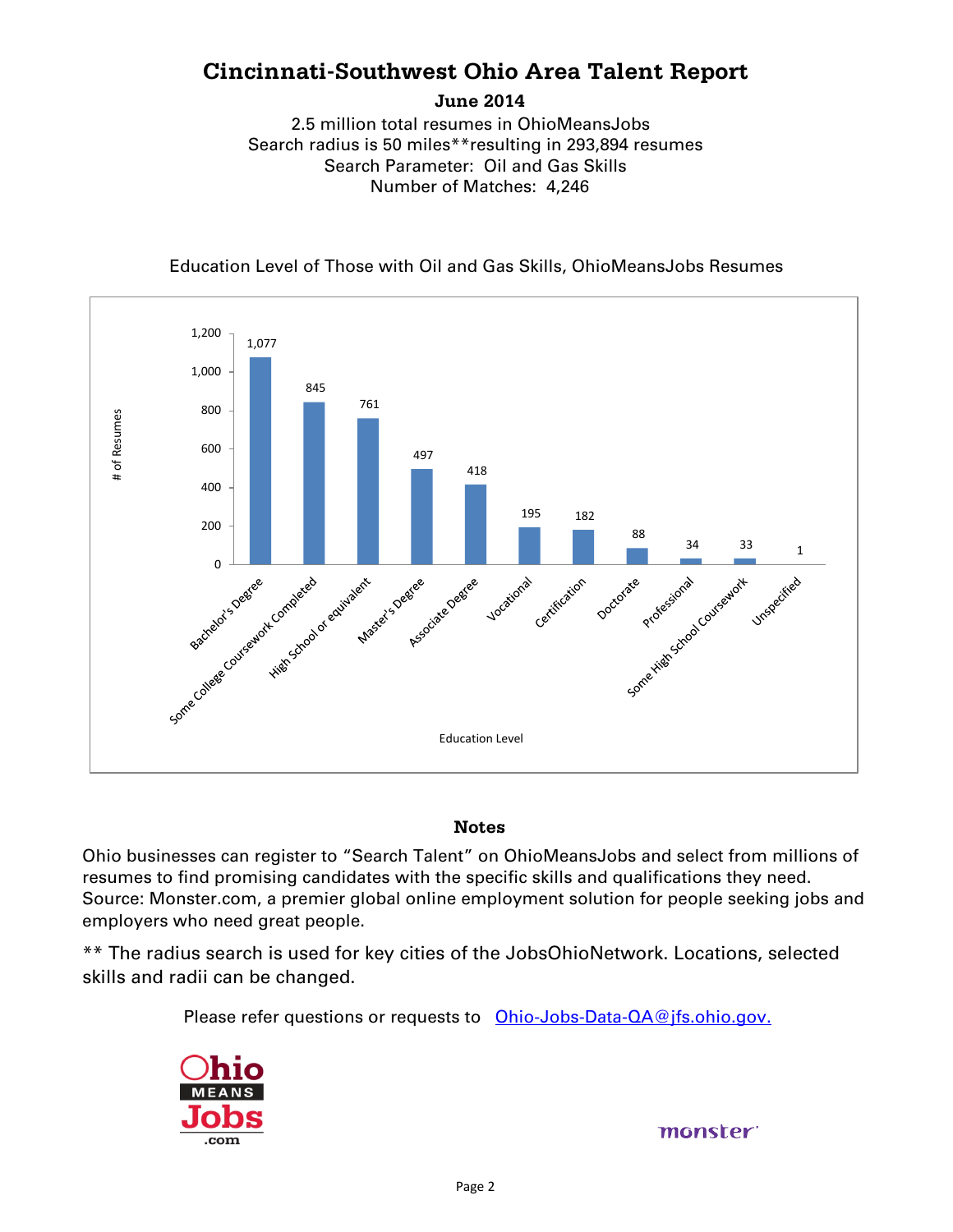# Cincinnati-Southwest Ohio Area Talent Report

**June 2014**

2.5 million total resumes in OhioMeansJobs
Search radius is 50 miles**resulting in 293,894 resumes
Search Parameter: Oil and Gas Skills
Number of Matches: 4,246

Education Level of Those with Oil and Gas Skills, OhioMeansJobs Resumes

\# of Resumes

1,200
1,000
800
600
400
200
0

1,077
845
761
497
418
195
182
88
34
33
1

Bachelor's Degree
Some College Coursework Completed
High School or equivalent
Master's Degree
Associate Degree
Vocational
Certification
Doctorate
Professional
Some High School Coursework
Unspecified

Education Level

## Notes

Ohio businesses can register to "Search Talent" on OhioMeansJobs and select from millions of resumes to find promising candidates with the specific skills and qualifications they need. Source: Monster.com, a premier global online employment solution for people seeking jobs and employers who need great people.

** The radius search is used for key cities of the JobsOhioNetwork. Locations, selected skills and radii can be changed.

Please refer questions or requests to [Ohio-Jobs-Data-QA@jfs.ohio.gov.](mailto:Ohio-Jobs-Data-QA@jfs.ohio.gov)

Ohio MEANS Jobs .com

monster